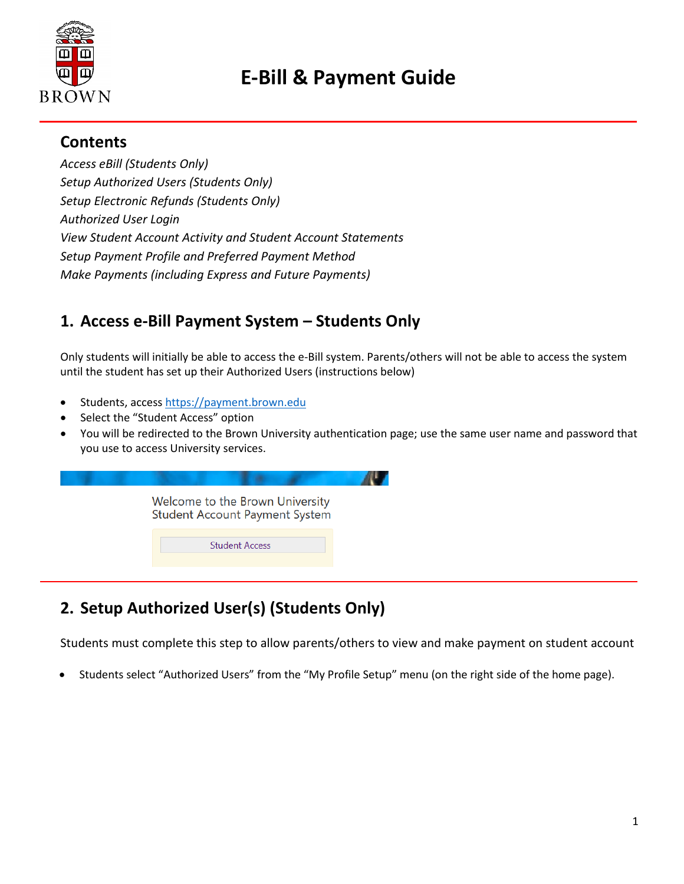# E-Bill & Payment Guide

## Contents

*Access eBill (Students Only)*
*Setup Authorized Users (Students Only)*
*Setup Electronic Refunds (Students Only)*
*Authorized User Login*
*View Student Account Activity and Student Account Statements*
*Setup Payment Profile and Preferred Payment Method*
*Make Payments (including Express and Future Payments)*

## 1. Access e-Bill Payment System – Students Only

Only students will initially be able to access the e-Bill system. Parents/others will not be able to access the system until the student has set up their Authorized Users (instructions below)

- Students, access https://payment.brown.edu
- Select the "Student Access" option
- You will be redirected to the Brown University authentication page; use the same user name and password that you use to access University services.

Welcome to the Brown University Student Account Payment System

Student Access

## 2. Setup Authorized User(s) (Students Only)

Students must complete this step to allow parents/others to view and make payment on student account

- Students select "Authorized Users" from the "My Profile Setup" menu (on the right side of the home page).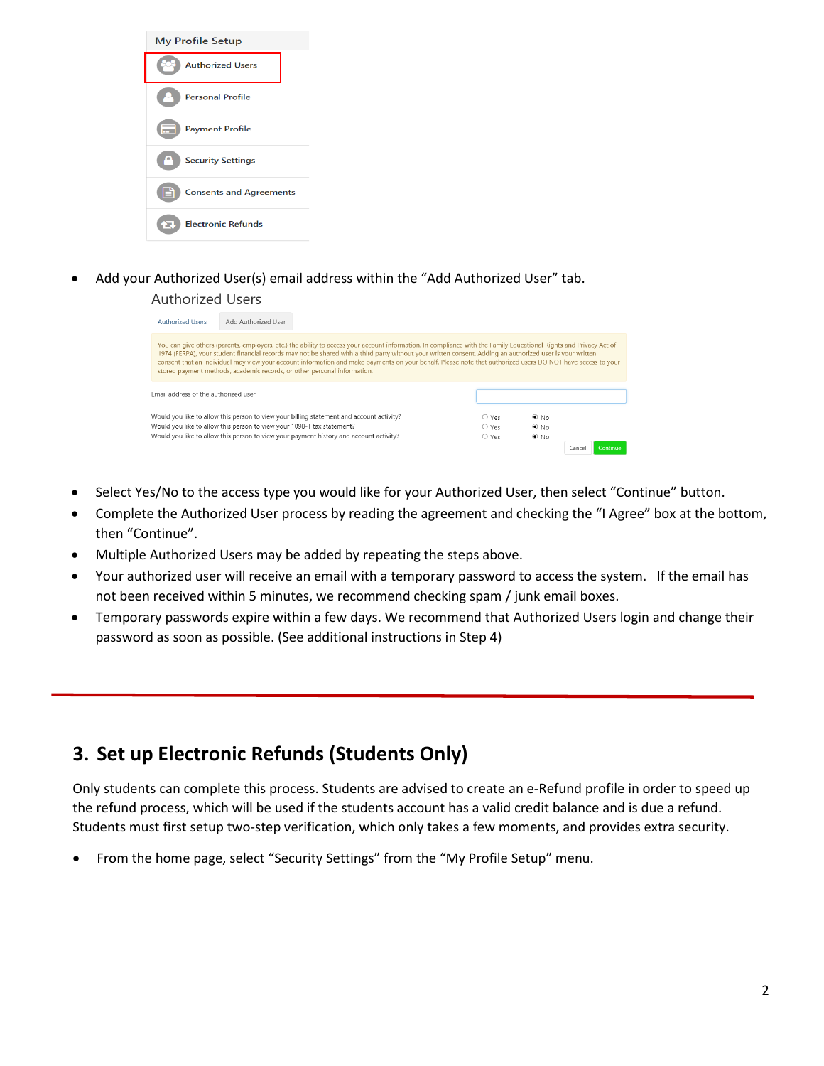- Add your Authorized User(s) email address within the "Add Authorized User" tab.

- Select Yes/No to the access type you would like for your Authorized User, then select "Continue" button.
- Complete the Authorized User process by reading the agreement and checking the "I Agree" box at the bottom, then "Continue".
- Multiple Authorized Users may be added by repeating the steps above.
- Your authorized user will receive an email with a temporary password to access the system. If the email has not been received within 5 minutes, we recommend checking spam / junk email boxes.
- Temporary passwords expire within a few days. We recommend that Authorized Users login and change their password as soon as possible. (See additional instructions in Step 4)

## 3. Set up Electronic Refunds (Students Only)

Only students can complete this process. Students are advised to create an e-Refund profile in order to speed up the refund process, which will be used if the students account has a valid credit balance and is due a refund. Students must first setup two-step verification, which only takes a few moments, and provides extra security.

- From the home page, select "Security Settings" from the "My Profile Setup" menu.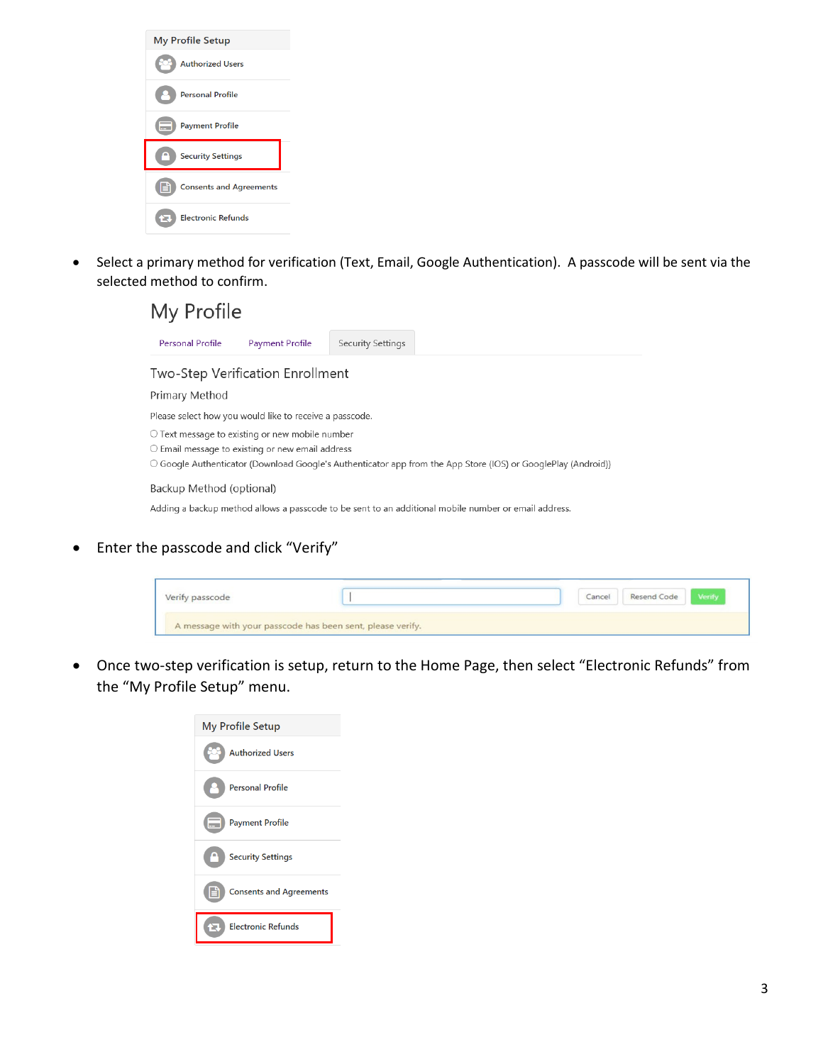My Profile Setup

- Authorized Users
- Personal Profile
- Payment Profile
- Security Settings
- Consents and Agreements
- Electronic Refunds

- Select a primary method for verification (Text, Email, Google Authentication). A passcode will be sent via the selected method to confirm.

# My Profile

Personal Profile | Payment Profile | Security Settings

## Two-Step Verification Enrollment

### Primary Method

Please select how you would like to receive a passcode.

- ○ Text message to existing or new mobile number
- ○ Email message to existing or new email address
- ○ Google Authenticator (Download Google's Authenticator app from the App Store (IOS) or GooglePlay (Android))

### Backup Method (optional)

Adding a backup method allows a passcode to be sent to an additional mobile number or email address.

- Enter the passcode and click "Verify"

Verify passcode | Cancel | Resend Code | Verify

A message with your passcode has been sent, please verify.

- Once two-step verification is setup, return to the Home Page, then select "Electronic Refunds" from the "My Profile Setup" menu.

My Profile Setup

- Authorized Users
- Personal Profile
- Payment Profile
- Security Settings
- Consents and Agreements
- Electronic Refunds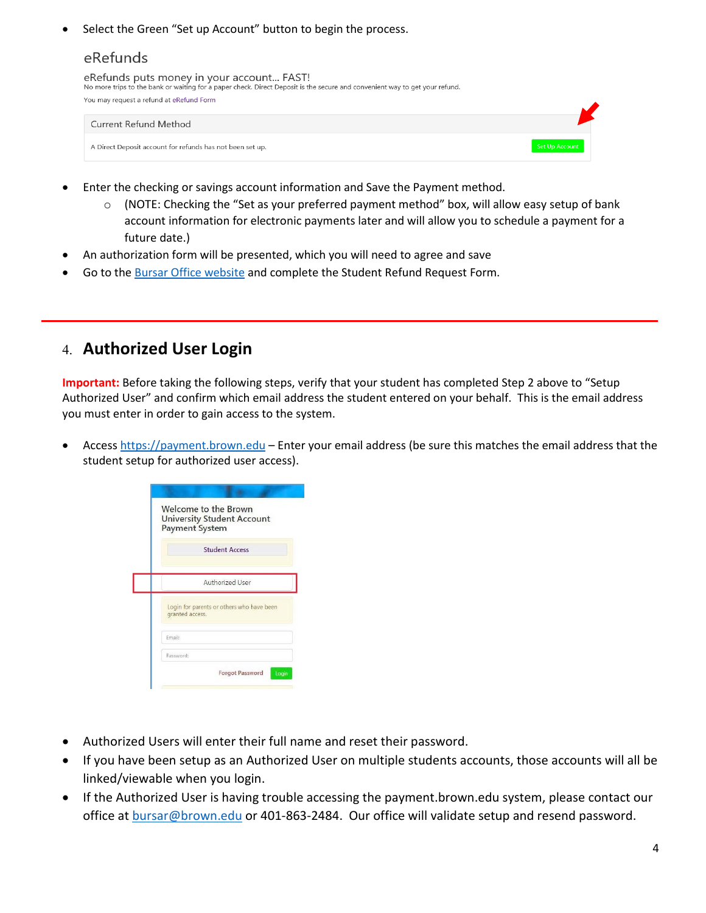- Select the Green "Set up Account" button to begin the process.

- Enter the checking or savings account information and Save the Payment method.
  - (NOTE: Checking the "Set as your preferred payment method" box, will allow easy setup of bank account information for electronic payments later and will allow you to schedule a payment for a future date.)
- An authorization form will be presented, which you will need to agree and save
- Go to the Bursar Office website and complete the Student Refund Request Form.

---

## 4. Authorized User Login

**Important:** Before taking the following steps, verify that your student has completed Step 2 above to "Setup Authorized User" and confirm which email address the student entered on your behalf. This is the email address you must enter in order to gain access to the system.

- Access https://payment.brown.edu – Enter your email address (be sure this matches the email address that the student setup for authorized user access).

- Authorized Users will enter their full name and reset their password.
- If you have been setup as an Authorized User on multiple students accounts, those accounts will all be linked/viewable when you login.
- If the Authorized User is having trouble accessing the payment.brown.edu system, please contact our office at bursar@brown.edu or 401-863-2484. Our office will validate setup and resend password.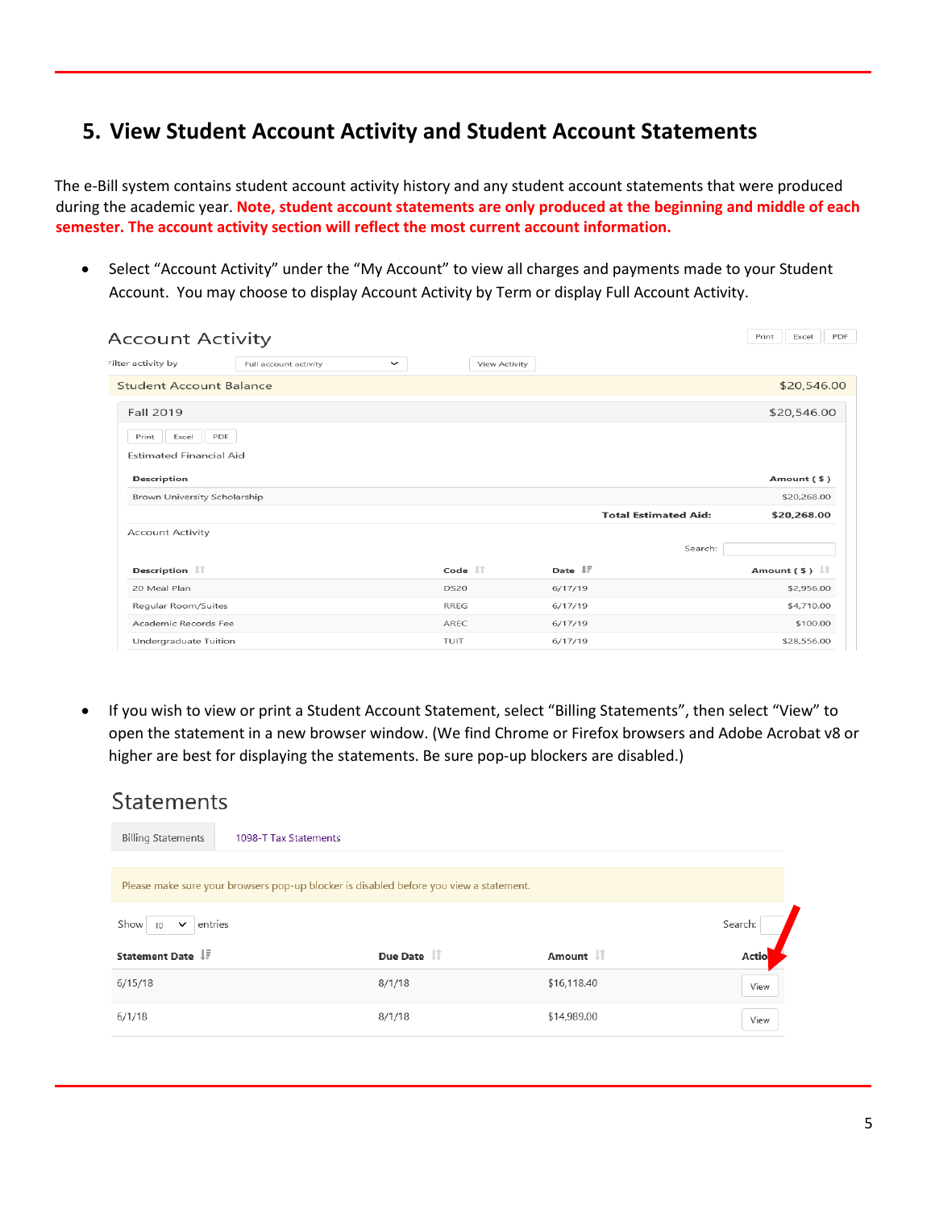## 5. View Student Account Activity and Student Account Statements

The e-Bill system contains student account activity history and any student account statements that were produced during the academic year. **Note, student account statements are only produced at the beginning and middle of each semester. The account activity section will reflect the most current account information.**

- Select "Account Activity" under the "My Account" to view all charges and payments made to your Student Account. You may choose to display Account Activity by Term or display Full Account Activity.

Account Activity

Print Excel PDF

Filter activity by: Full account activity | View Activity

| Student Account Balance | $20,546.00 |
|---|---|

Fall 2019 — $20,546.00

Print Excel PDF

Estimated Financial Aid

| Description | Amount ( $ ) |
|---|---|
| Brown University Scholarship | $20,268.00 |
| Total Estimated Aid: | $20,268.00 |

Account Activity

Search:

| Description | Code | Date | Amount ( $ ) |
|---|---|---|---|
| 20 Meal Plan | D520 | 6/17/19 | $2,956.00 |
| Regular Room/Suites | RREG | 6/17/19 | $4,710.00 |
| Academic Records Fee | AREC | 6/17/19 | $100.00 |
| Undergraduate Tuition | TUIT | 6/17/19 | $28,556.00 |

- If you wish to view or print a Student Account Statement, select "Billing Statements", then select "View" to open the statement in a new browser window. (We find Chrome or Firefox browsers and Adobe Acrobat v8 or higher are best for displaying the statements. Be sure pop-up blockers are disabled.)

Statements

Billing Statements | 1098-T Tax Statements

Please make sure your browsers pop-up blocker is disabled before you view a statement.

Show 10 entries — Search:

| Statement Date | Due Date | Amount | Action |
|---|---|---|---|
| 6/15/18 | 8/1/18 | $16,118.40 | View |
| 6/1/18 | 8/1/18 | $14,989.00 | View |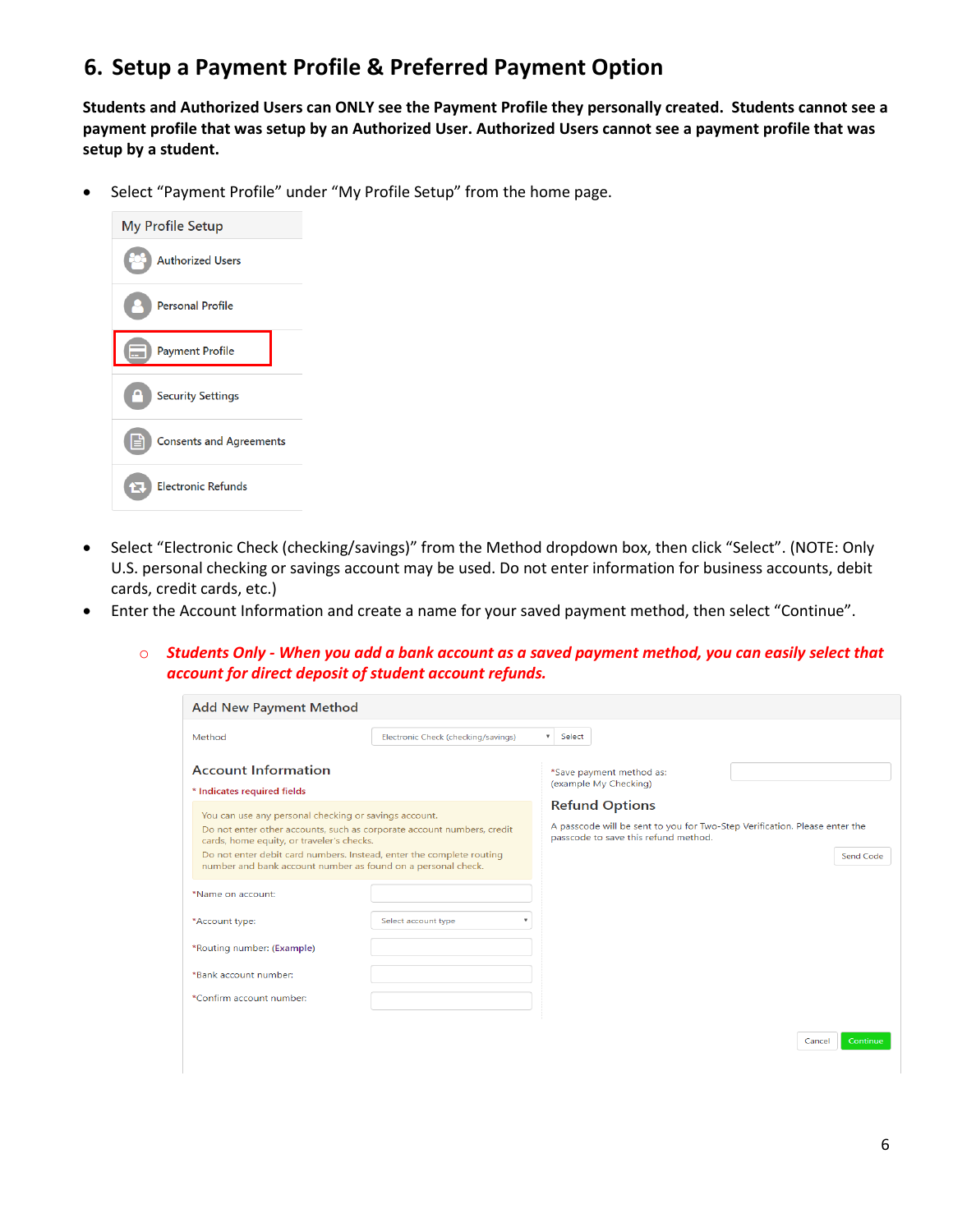## 6. Setup a Payment Profile & Preferred Payment Option

**Students and Authorized Users can ONLY see the Payment Profile they personally created. Students cannot see a payment profile that was setup by an Authorized User. Authorized Users cannot see a payment profile that was setup by a student.**

- Select "Payment Profile" under "My Profile Setup" from the home page.

My Profile Setup
- Authorized Users
- Personal Profile
- Payment Profile
- Security Settings
- Consents and Agreements
- Electronic Refunds

- Select "Electronic Check (checking/savings)" from the Method dropdown box, then click "Select". (NOTE: Only U.S. personal checking or savings account may be used. Do not enter information for business accounts, debit cards, credit cards, etc.)
- Enter the Account Information and create a name for your saved payment method, then select "Continue".
    - ***Students Only - When you add a bank account as a saved payment method, you can easily select that account for direct deposit of student account refunds.***

Add New Payment Method

Method: Electronic Check (checking/savings) | Select

Account Information

\* Indicates required fields

You can use any personal checking or savings account.
Do not enter other accounts, such as corporate account numbers, credit cards, home equity, or traveler's checks.
Do not enter debit card numbers. Instead, enter the complete routing number and bank account number as found on a personal check.

\*Name on account:

\*Account type: Select account type

\*Routing number: (Example)

\*Bank account number:

\*Confirm account number:

\*Save payment method as: (example My Checking)

Refund Options

A passcode will be sent to you for Two-Step Verification. Please enter the passcode to save this refund method.

Send Code

Cancel | Continue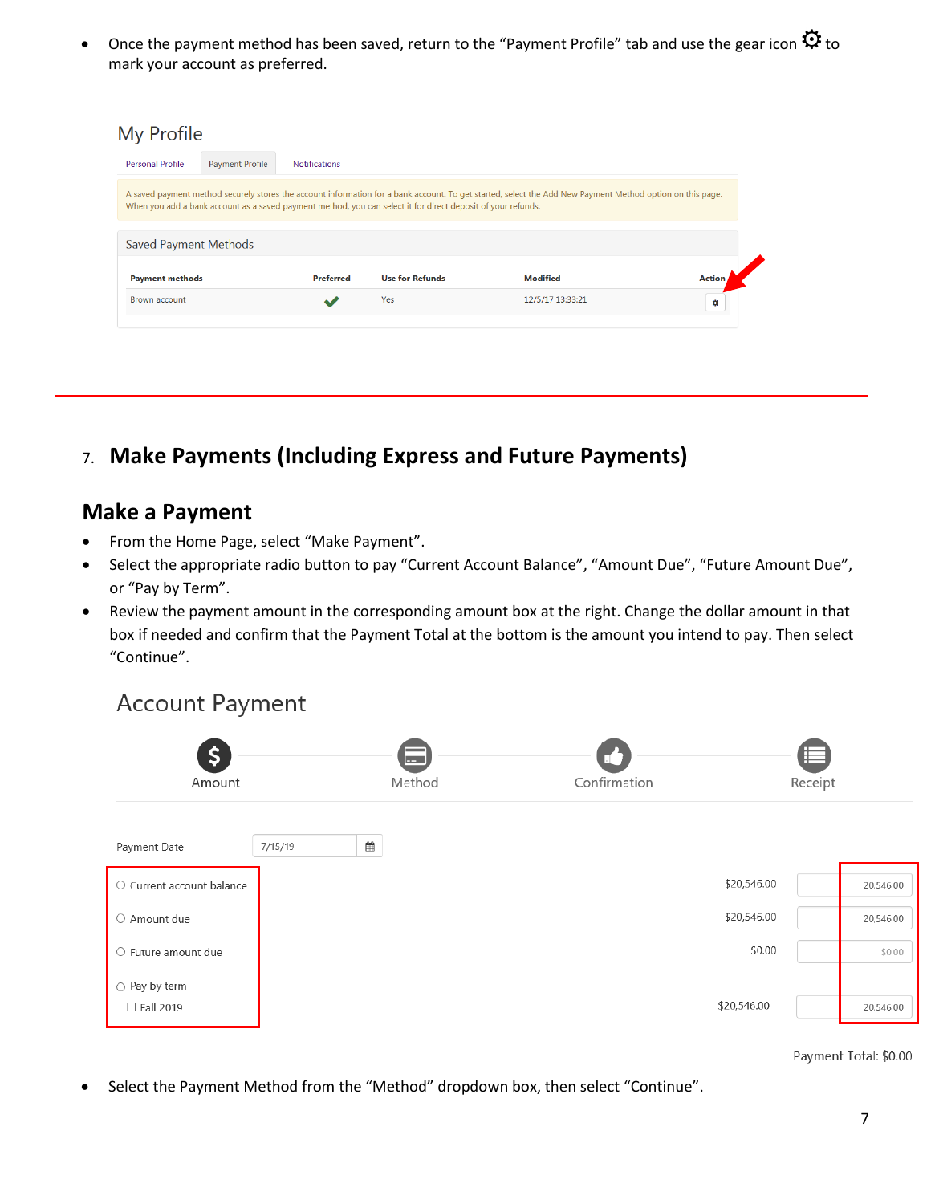- Once the payment method has been saved, return to the "Payment Profile" tab and use the gear icon ⚙ to mark your account as preferred.

My Profile

Personal Profile | Payment Profile | Notifications

A saved payment method securely stores the account information for a bank account. To get started, select the Add New Payment Method option on this page. When you add a bank account as a saved payment method, you can select it for direct deposit of your refunds.

Saved Payment Methods

| Payment methods | Preferred | Use for Refunds | Modified | Action |
|---|---|---|---|---|
| Brown account | ✔ | Yes | 12/5/17 13:33:21 | ⚙ |

---

## 7. Make Payments (Including Express and Future Payments)

### Make a Payment

- From the Home Page, select "Make Payment".
- Select the appropriate radio button to pay "Current Account Balance", "Amount Due", "Future Amount Due", or "Pay by Term".
- Review the payment amount in the corresponding amount box at the right. Change the dollar amount in that box if needed and confirm that the Payment Total at the bottom is the amount you intend to pay. Then select "Continue".

Account Payment

Amount — Method — Confirmation — Receipt

Payment Date: 7/15/19

| Option | Amount | Payment |
|---|---|---|
| ○ Current account balance | $20,546.00 | 20,546.00 |
| ○ Amount due | $20,546.00 | 20,546.00 |
| ○ Future amount due | $0.00 | $0.00 |
| ○ Pay by term | | |
| ☐ Fall 2019 | $20,546.00 | 20,546.00 |

Payment Total: $0.00

- Select the Payment Method from the "Method" dropdown box, then select "Continue".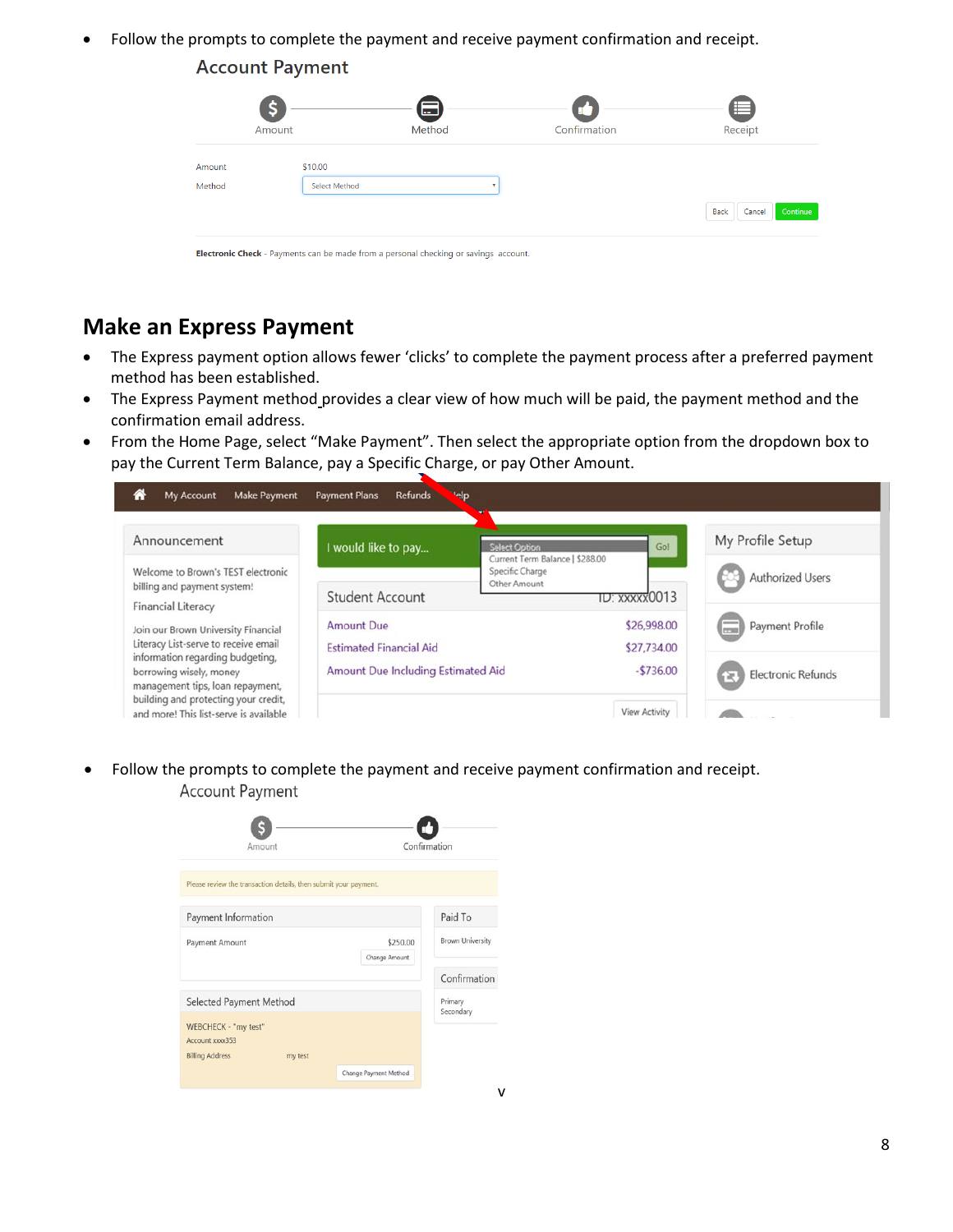- Follow the prompts to complete the payment and receive payment confirmation and receipt.

## Make an Express Payment

- The Express payment option allows fewer 'clicks' to complete the payment process after a preferred payment method has been established.
- The Express Payment method provides a clear view of how much will be paid, the payment method and the confirmation email address.
- From the Home Page, select "Make Payment". Then select the appropriate option from the dropdown box to pay the Current Term Balance, pay a Specific Charge, or pay Other Amount.

- Follow the prompts to complete the payment and receive payment confirmation and receipt.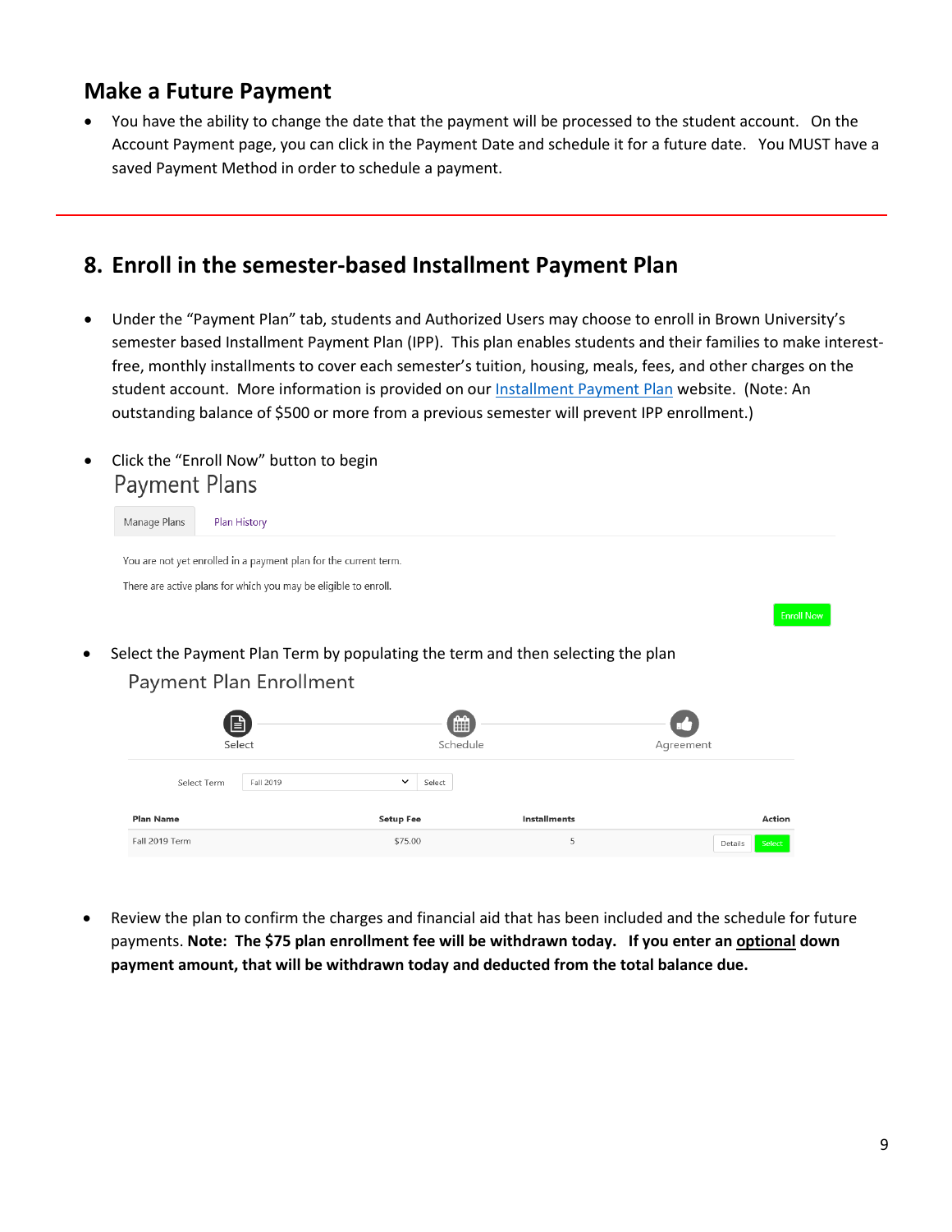## Make a Future Payment

- You have the ability to change the date that the payment will be processed to the student account. On the Account Payment page, you can click in the Payment Date and schedule it for a future date. You MUST have a saved Payment Method in order to schedule a payment.

---

## 8. Enroll in the semester-based Installment Payment Plan

- Under the "Payment Plan" tab, students and Authorized Users may choose to enroll in Brown University's semester based Installment Payment Plan (IPP). This plan enables students and their families to make interest-free, monthly installments to cover each semester's tuition, housing, meals, fees, and other charges on the student account. More information is provided on our Installment Payment Plan website. (Note: An outstanding balance of $500 or more from a previous semester will prevent IPP enrollment.)

- Click the "Enroll Now" button to begin

Payment Plans

Manage Plans | Plan History

You are not yet enrolled in a payment plan for the current term.

There are active plans for which you may be eligible to enroll.

Enroll Now

- Select the Payment Plan Term by populating the term and then selecting the plan

Payment Plan Enrollment

Select — Schedule — Agreement

Select Term: Fall 2019 | Select

| Plan Name | Setup Fee | Installments | Action |
|---|---|---|---|
| Fall 2019 Term | $75.00 | 5 | Details Select |

- Review the plan to confirm the charges and financial aid that has been included and the schedule for future payments. **Note: The $75 plan enrollment fee will be withdrawn today. If you enter an optional down payment amount, that will be withdrawn today and deducted from the total balance due.**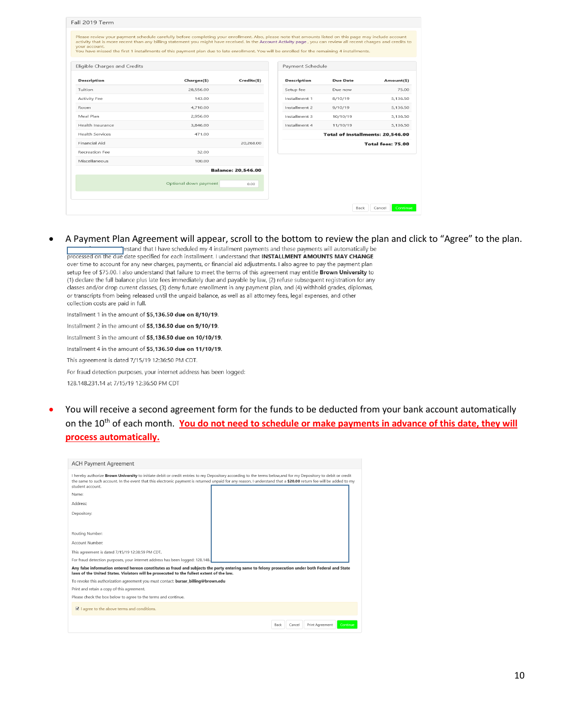Fall 2019 Term

Please review your payment schedule carefully before completing your enrollment. Also, please note that amounts listed on this page may include account activity that is more recent than any billing statement you might have received. In the Account Activity page , you can review all recent charges and credits to your account.
You have missed the first 1 installments of this payment plan due to late enrollment. You will be enrolled for the remaining 4 installments.

Eligible Charges and Credits

| Description | Charges($) | Credits($) |
|---|---|---|
| Tuition | 28,556.00 | |
| Activity Fee | 143.00 | |
| Room | 4,710.00 | |
| Meal Plan | 2,956.00 | |
| Health Insurance | 3,846.00 | |
| Health Services | 471.00 | |
| Financial Aid | | 20,268.00 |
| Recreation Fee | 32.00 | |
| Miscellaneous | 100.00 | |

**Balance: 20,546.00**

Optional down payment 0.00

Payment Schedule

| Description | Due Date | Amount($) |
|---|---|---|
| Setup fee | Due now | 75.00 |
| Installment 1 | 8/10/19 | 5,136.50 |
| Installment 2 | 9/10/19 | 5,136.50 |
| Installment 3 | 10/10/19 | 5,136.50 |
| Installment 4 | 11/10/19 | 5,136.50 |

**Total of installments: 20,546.00**

**Total fees: 75.00**

Back Cancel Continue

- A Payment Plan Agreement will appear, scroll to the bottom to review the plan and click to "Agree" to the plan.

...rstand that I have scheduled my 4 installment payments and these payments will automatically be processed on the due date specified for each installment. I understand that **INSTALLMENT AMOUNTS MAY CHANGE** over time to account for any new charges, payments, or financial aid adjustments. I also agree to pay the payment plan setup fee of $75.00. I also understand that failure to meet the terms of this agreement may entitle **Brown University** to (1) declare the full balance plus late fees immediately due and payable by law, (2) refuse subsequent registration for any classes and/or drop current classes, (3) deny future enrollment in any payment plan, and (4) withhold grades, diplomas, or transcripts from being released until the unpaid balance, as well as all attorney fees, legal expenses, and other collection costs are paid in full.

Installment 1 in the amount of **$5,136.50 due on 8/10/19**.

Installment 2 in the amount of **$5,136.50 due on 9/10/19**.

Installment 3 in the amount of **$5,136.50 due on 10/10/19**.

Installment 4 in the amount of **$5,136.50 due on 11/10/19**.

This agreement is dated 7/15/19 12:36:50 PM CDT.

For fraud detection purposes, your internet address has been logged:

128.148.231.14 at 7/15/19 12:36:50 PM CDT

- You will receive a second agreement form for the funds to be deducted from your bank account automatically on the 10th of each month. **<u>You do not need to schedule or make payments in advance of this date, they will process automatically.</u>**

ACH Payment Agreement

I hereby authorize **Brown University** to initiate debit or credit entries to my Depository according to the terms below,and for my Depository to debit or credit the same to such account. In the event that this electronic payment is returned unpaid for any reason, I understand that a **$20.00** return fee will be added to my student account.

Name:

Address:

Depository:

Routing Number:

Account Number:

This agreement is dated 7/15/19 12:38:59 PM CDT.

For fraud detection purposes, your internet address has been logged: 128.148.

**Any false information entered hereon constitutes as fraud and subjects the party entering same to felony prosecution under both Federal and State laws of the United States. Violators will be prosecuted to the fullest extent of the law.**

To revoke this authorization agreement you must contact: **bursar_billing@brown.edu**

Print and retain a copy of this agreement.

Please check the box below to agree to the terms and continue.

☑ I agree to the above terms and conditions.

Back Cancel Print Agreement Continue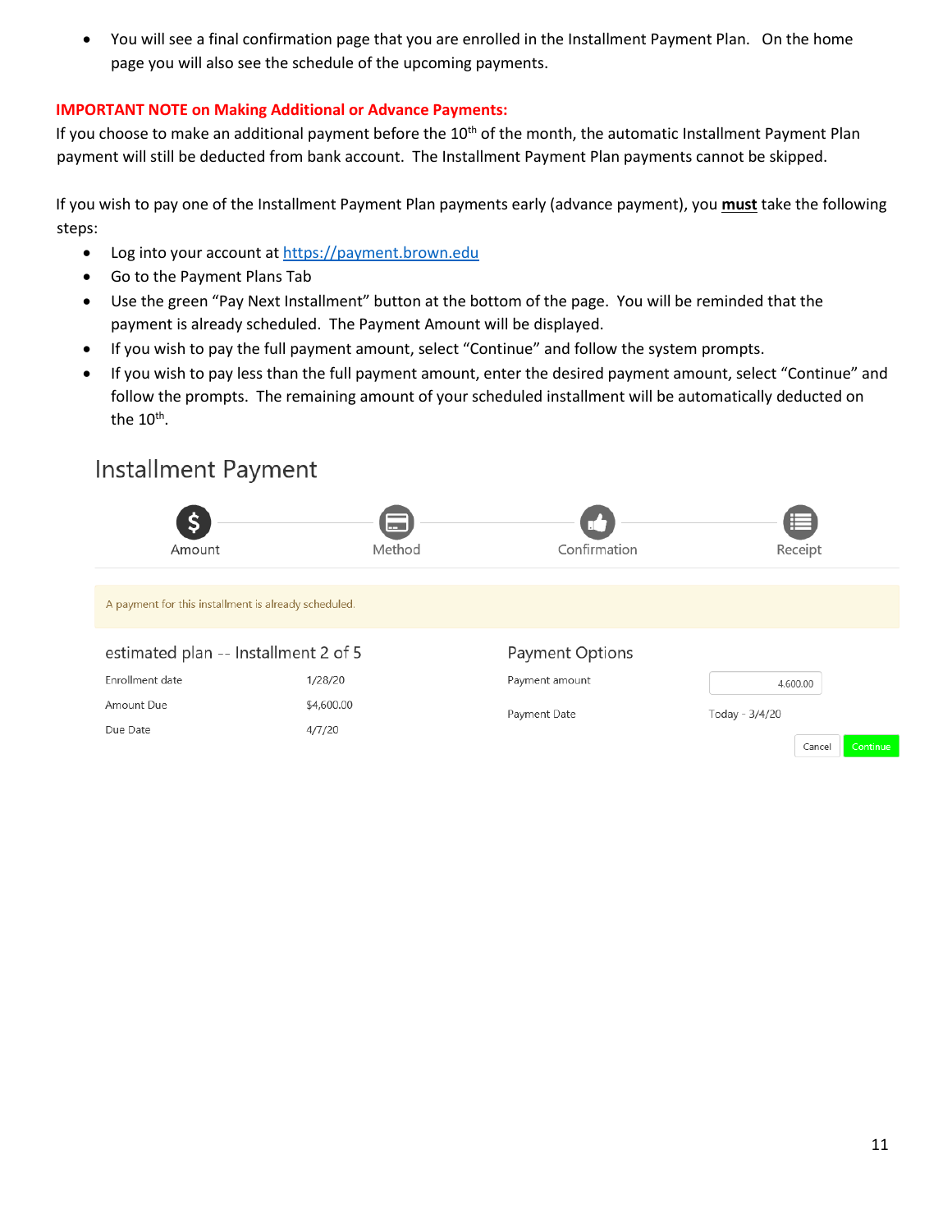- You will see a final confirmation page that you are enrolled in the Installment Payment Plan. On the home page you will also see the schedule of the upcoming payments.

**IMPORTANT NOTE on Making Additional or Advance Payments:**

If you choose to make an additional payment before the 10th of the month, the automatic Installment Payment Plan payment will still be deducted from bank account. The Installment Payment Plan payments cannot be skipped.

If you wish to pay one of the Installment Payment Plan payments early (advance payment), you **must** take the following steps:

- Log into your account at https://payment.brown.edu
- Go to the Payment Plans Tab
- Use the green "Pay Next Installment" button at the bottom of the page. You will be reminded that the payment is already scheduled. The Payment Amount will be displayed.
- If you wish to pay the full payment amount, select "Continue" and follow the system prompts.
- If you wish to pay less than the full payment amount, enter the desired payment amount, select "Continue" and follow the prompts. The remaining amount of your scheduled installment will be automatically deducted on the 10th.

Installment Payment

Amount  Method  Confirmation  Receipt

A payment for this installment is already scheduled.

estimated plan -- Installment 2 of 5

Enrollment date 1/28/20

Amount Due $4,600.00

Due Date 4/7/20

Payment Options

Payment amount 4,600.00

Payment Date Today - 3/4/20

Cancel  Continue